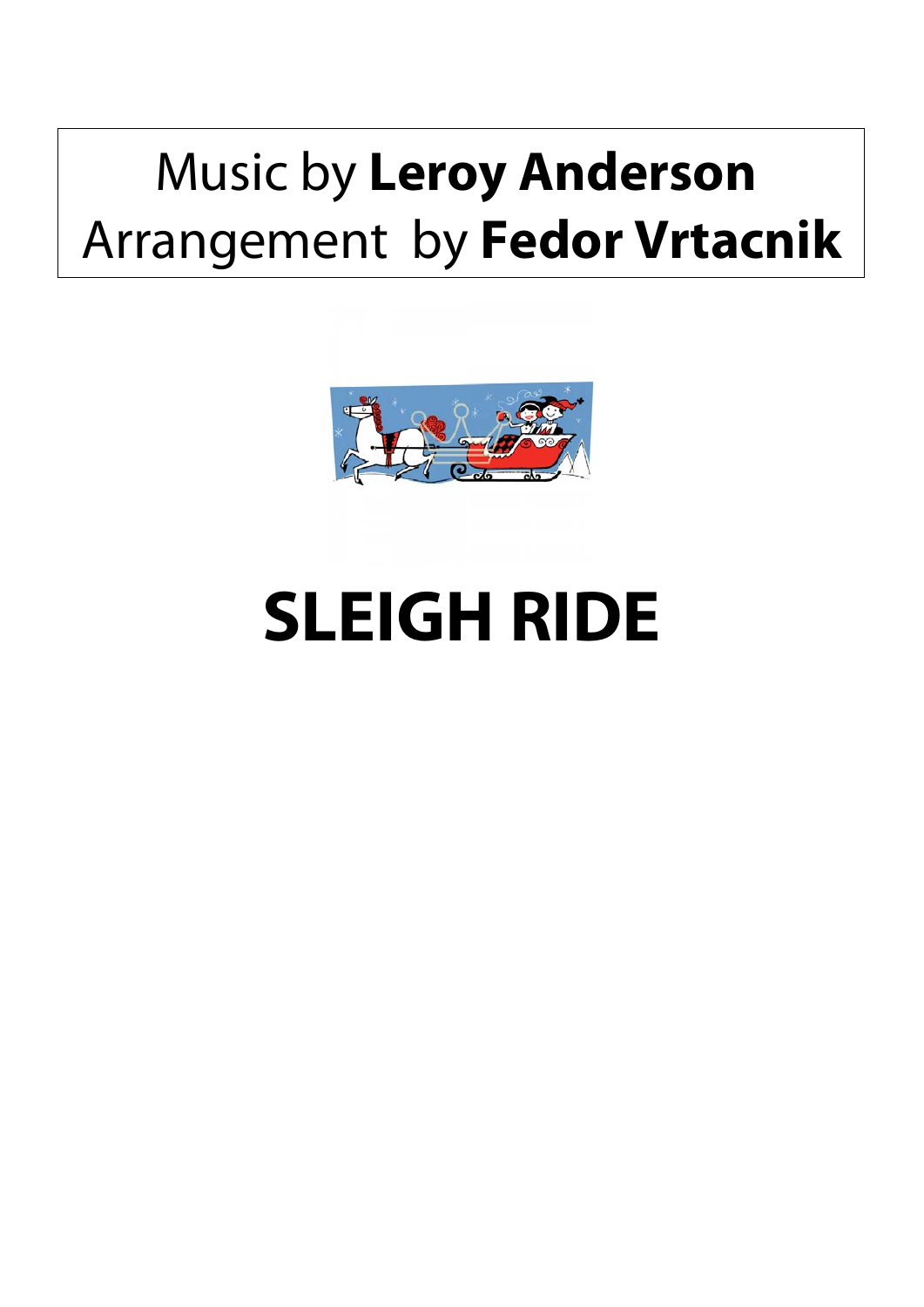Music by **Leroy Anderson**

Arrangement by **Fedor Vrtacnik**

# SLEIGH RIDE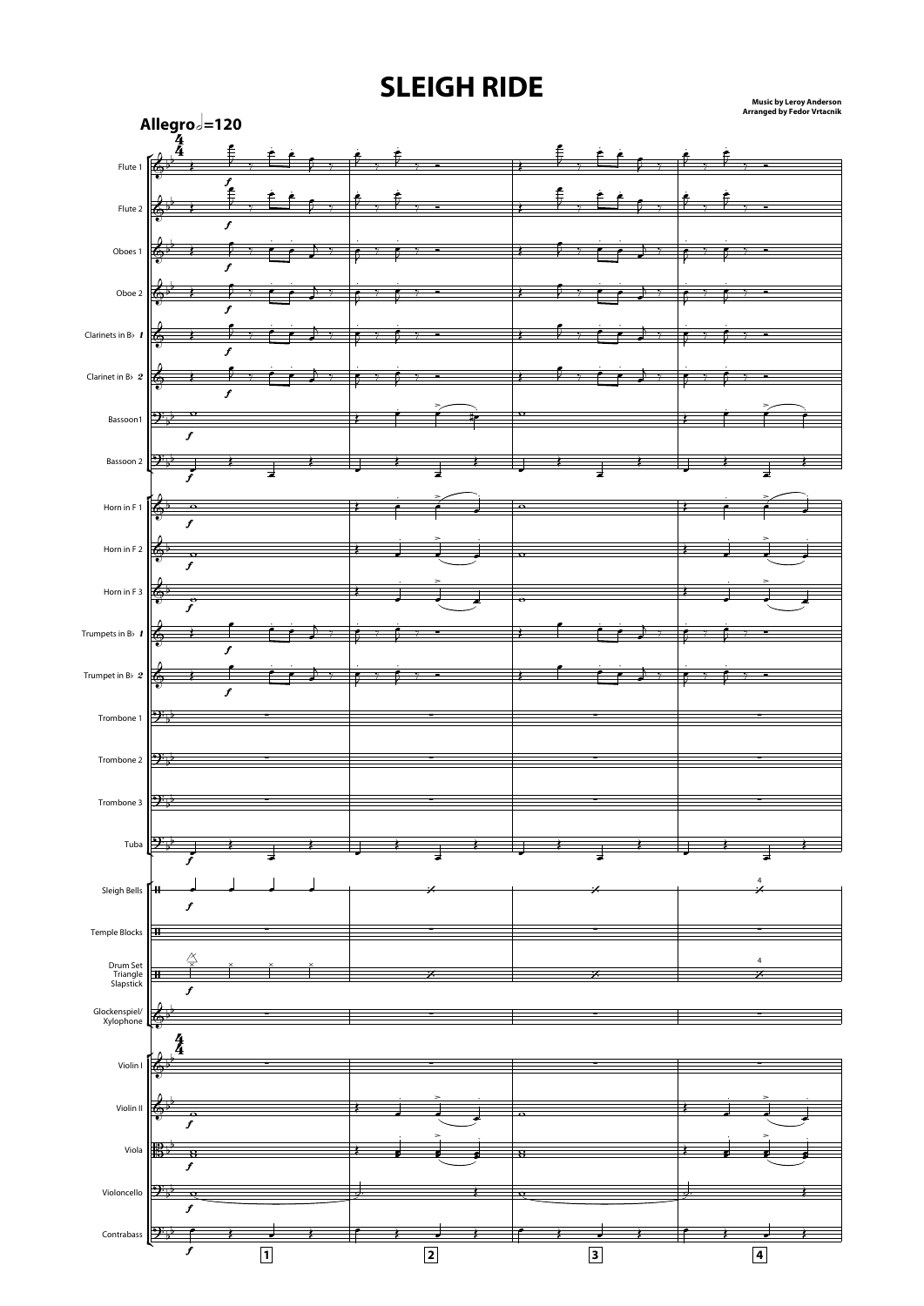# SLEIGH RIDE

Music by Leroy Anderson
Arranged by Fedor Vrtacnik

**Allegro** 𝅗𝅥=120

Flute 1
Flute 2
Oboes 1
Oboe 2
Clarinets in B♭ 1
Clarinet in B♭ 2
Bassoon1
Bassoon 2
Horn in F 1
Horn in F 2
Horn in F 3
Trumpets in B♭ 1
Trumpet in B♭ 2
Trombone 1
Trombone 2
Trombone 3
Tuba
Sleigh Bells
Temple Blocks
Drum Set
Triangle
Slapstick
Glockenspiel/
Xylophone
Violin I
Violin II
Viola
Violoncello
Contrabass

1 2 3 4